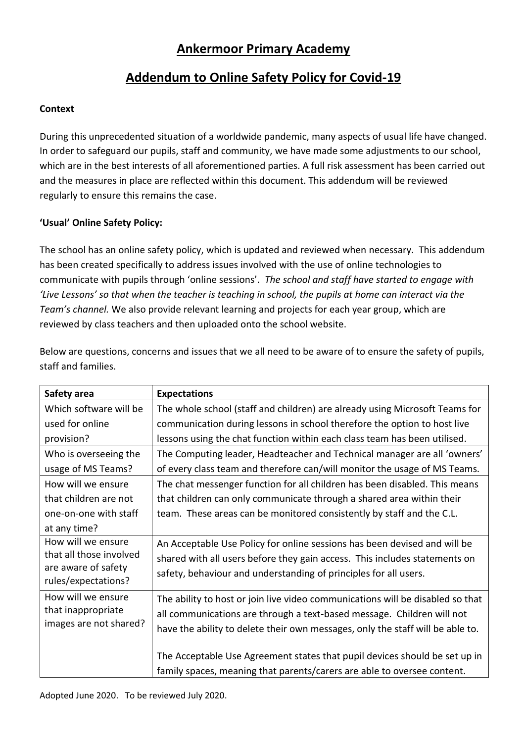# Ankermoor Primary Academy

## Addendum to Online Safety Policy for Covid-19

**Context**

During this unprecedented situation of a worldwide pandemic, many aspects of usual life have changed. In order to safeguard our pupils, staff and community, we have made some adjustments to our school, which are in the best interests of all aforementioned parties. A full risk assessment has been carried out and the measures in place are reflected within this document. This addendum will be reviewed regularly to ensure this remains the case.

**'Usual' Online Safety Policy:**

The school has an online safety policy, which is updated and reviewed when necessary. This addendum has been created specifically to address issues involved with the use of online technologies to communicate with pupils through 'online sessions'. *The school and staff have started to engage with 'Live Lessons' so that when the teacher is teaching in school, the pupils at home can interact via the Team's channel.* We also provide relevant learning and projects for each year group, which are reviewed by class teachers and then uploaded onto the school website.

Below are questions, concerns and issues that we all need to be aware of to ensure the safety of pupils, staff and families.

| Safety area | Expectations |
|---|---|
| Which software will be used for online provision? | The whole school (staff and children) are already using Microsoft Teams for communication during lessons in school therefore the option to host live lessons using the chat function within each class team has been utilised. |
| Who is overseeing the usage of MS Teams? | The Computing leader, Headteacher and Technical manager are all 'owners' of every class team and therefore can/will monitor the usage of MS Teams. |
| How will we ensure that children are not one-on-one with staff at any time? | The chat messenger function for all children has been disabled. This means that children can only communicate through a shared area within their team. These areas can be monitored consistently by staff and the C.L. |
| How will we ensure that all those involved are aware of safety rules/expectations? | An Acceptable Use Policy for online sessions has been devised and will be shared with all users before they gain access. This includes statements on safety, behaviour and understanding of principles for all users. |
| How will we ensure that inappropriate images are not shared? | The ability to host or join live video communications will be disabled so that all communications are through a text-based message. Children will not have the ability to delete their own messages, only the staff will be able to.<br><br>The Acceptable Use Agreement states that pupil devices should be set up in family spaces, meaning that parents/carers are able to oversee content. |

Adopted June 2020. To be reviewed July 2020.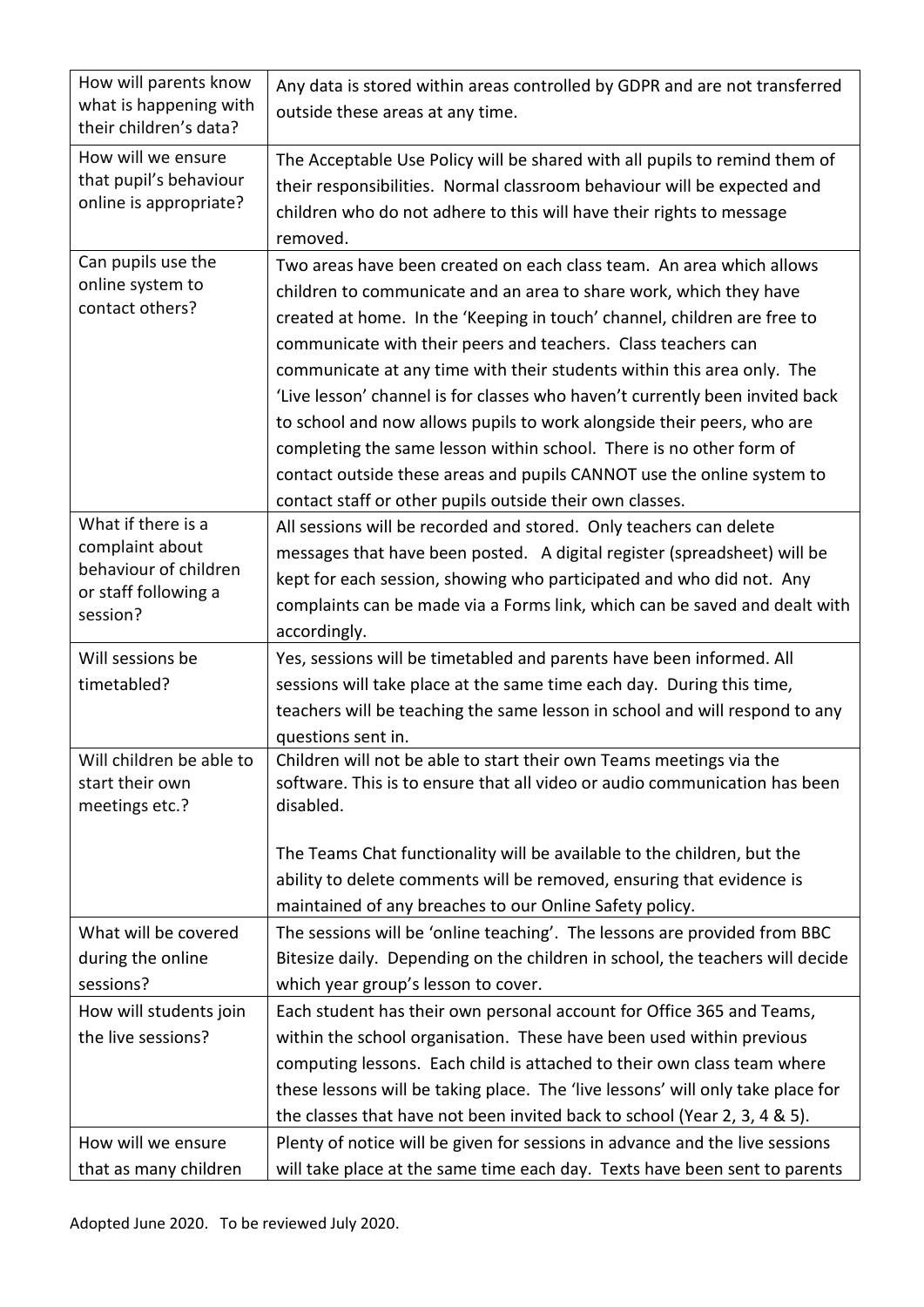| | |
|---|---|
| How will parents know what is happening with their children's data? | Any data is stored within areas controlled by GDPR and are not transferred outside these areas at any time. |
| How will we ensure that pupil's behaviour online is appropriate? | The Acceptable Use Policy will be shared with all pupils to remind them of their responsibilities. Normal classroom behaviour will be expected and children who do not adhere to this will have their rights to message removed. |
| Can pupils use the online system to contact others? | Two areas have been created on each class team. An area which allows children to communicate and an area to share work, which they have created at home. In the 'Keeping in touch' channel, children are free to communicate with their peers and teachers. Class teachers can communicate at any time with their students within this area only. The 'Live lesson' channel is for classes who haven't currently been invited back to school and now allows pupils to work alongside their peers, who are completing the same lesson within school. There is no other form of contact outside these areas and pupils CANNOT use the online system to contact staff or other pupils outside their own classes. |
| What if there is a complaint about behaviour of children or staff following a session? | All sessions will be recorded and stored. Only teachers can delete messages that have been posted. A digital register (spreadsheet) will be kept for each session, showing who participated and who did not. Any complaints can be made via a Forms link, which can be saved and dealt with accordingly. |
| Will sessions be timetabled? | Yes, sessions will be timetabled and parents have been informed. All sessions will take place at the same time each day. During this time, teachers will be teaching the same lesson in school and will respond to any questions sent in. |
| Will children be able to start their own meetings etc.? | Children will not be able to start their own Teams meetings via the software. This is to ensure that all video or audio communication has been disabled.<br><br>The Teams Chat functionality will be available to the children, but the ability to delete comments will be removed, ensuring that evidence is maintained of any breaches to our Online Safety policy. |
| What will be covered during the online sessions? | The sessions will be 'online teaching'. The lessons are provided from BBC Bitesize daily. Depending on the children in school, the teachers will decide which year group's lesson to cover. |
| How will students join the live sessions? | Each student has their own personal account for Office 365 and Teams, within the school organisation. These have been used within previous computing lessons. Each child is attached to their own class team where these lessons will be taking place. The 'live lessons' will only take place for the classes that have not been invited back to school (Year 2, 3, 4 & 5). |
| How will we ensure that as many children | Plenty of notice will be given for sessions in advance and the live sessions will take place at the same time each day. Texts have been sent to parents |

Adopted June 2020. To be reviewed July 2020.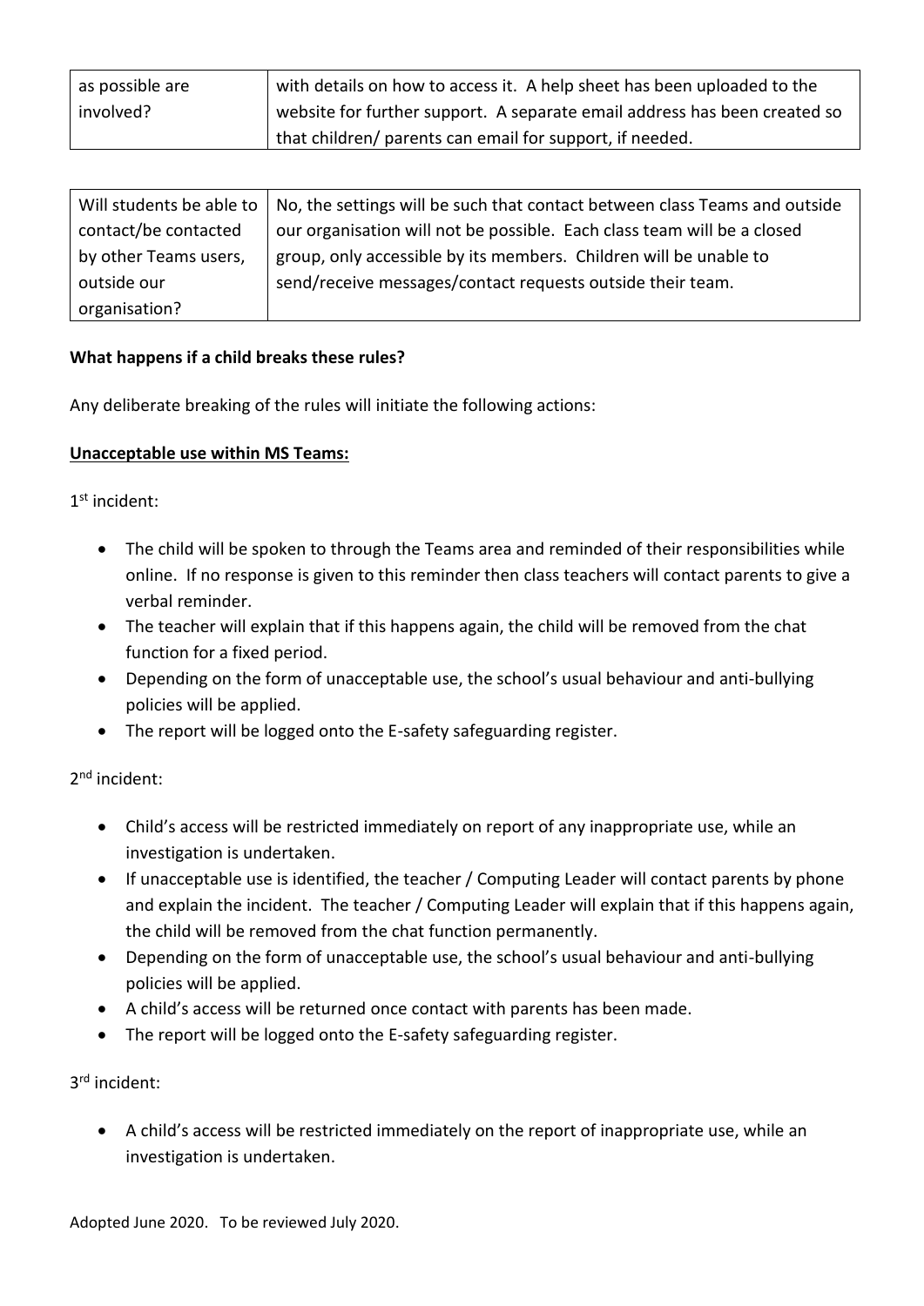| as possible are involved? | with details on how to access it. A help sheet has been uploaded to the website for further support. A separate email address has been created so that children/ parents can email for support, if needed. |
|---|---|

| Will students be able to contact/be contacted by other Teams users, outside our organisation? | No, the settings will be such that contact between class Teams and outside our organisation will not be possible. Each class team will be a closed group, only accessible by its members. Children will be unable to send/receive messages/contact requests outside their team. |
|---|---|

**What happens if a child breaks these rules?**

Any deliberate breaking of the rules will initiate the following actions:

**Unacceptable use within MS Teams:**

1st incident:

- The child will be spoken to through the Teams area and reminded of their responsibilities while online. If no response is given to this reminder then class teachers will contact parents to give a verbal reminder.
- The teacher will explain that if this happens again, the child will be removed from the chat function for a fixed period.
- Depending on the form of unacceptable use, the school's usual behaviour and anti-bullying policies will be applied.
- The report will be logged onto the E-safety safeguarding register.

2nd incident:

- Child's access will be restricted immediately on report of any inappropriate use, while an investigation is undertaken.
- If unacceptable use is identified, the teacher / Computing Leader will contact parents by phone and explain the incident. The teacher / Computing Leader will explain that if this happens again, the child will be removed from the chat function permanently.
- Depending on the form of unacceptable use, the school's usual behaviour and anti-bullying policies will be applied.
- A child's access will be returned once contact with parents has been made.
- The report will be logged onto the E-safety safeguarding register.

3rd incident:

- A child's access will be restricted immediately on the report of inappropriate use, while an investigation is undertaken.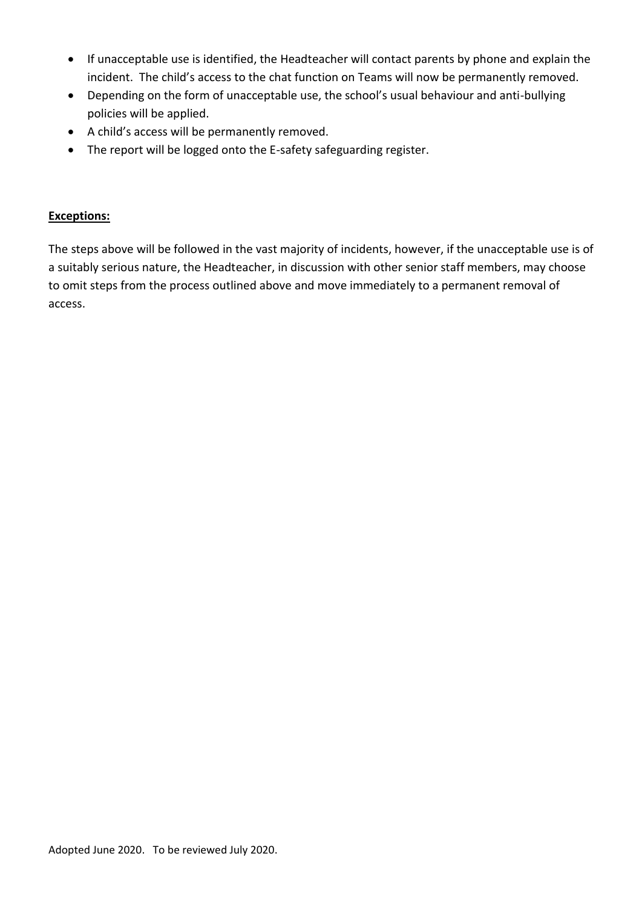- If unacceptable use is identified, the Headteacher will contact parents by phone and explain the incident. The child's access to the chat function on Teams will now be permanently removed.
- Depending on the form of unacceptable use, the school's usual behaviour and anti-bullying policies will be applied.
- A child's access will be permanently removed.
- The report will be logged onto the E-safety safeguarding register.

**Exceptions:**

The steps above will be followed in the vast majority of incidents, however, if the unacceptable use is of a suitably serious nature, the Headteacher, in discussion with other senior staff members, may choose to omit steps from the process outlined above and move immediately to a permanent removal of access.

Adopted June 2020. To be reviewed July 2020.